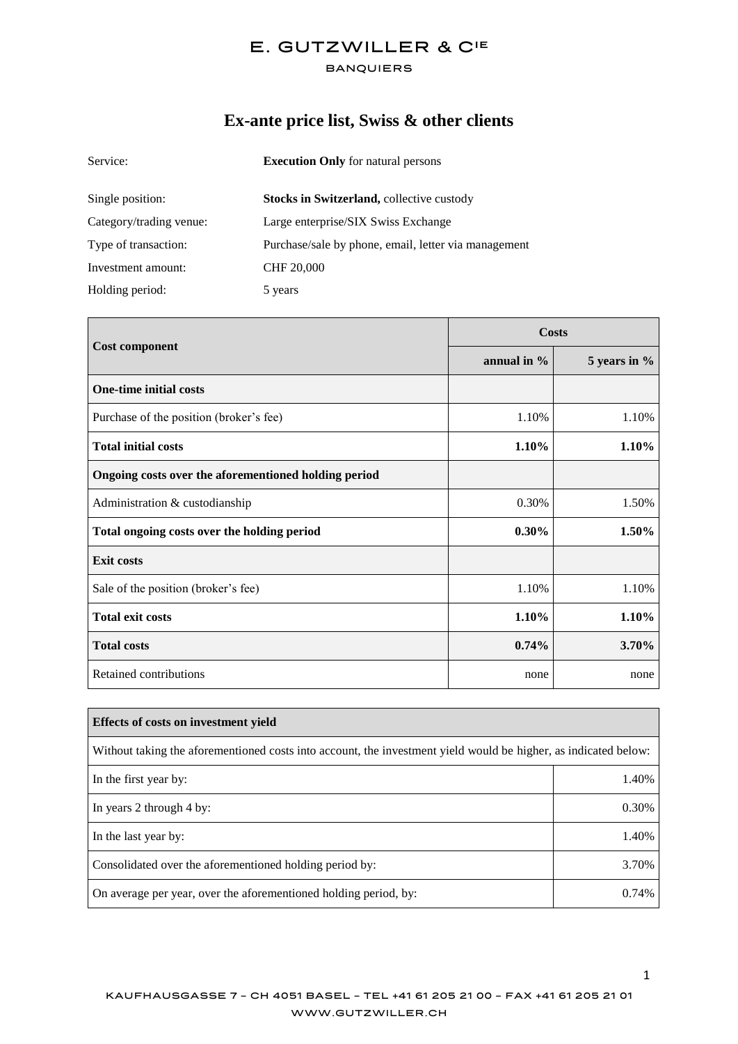E. GUTZWILLER & CIE

BANQUIERS

# Ex-ante price list, Swiss & other clients

| | |
|---|---|
| Service: | **Execution Only** for natural persons |
| Single position: | **Stocks in Switzerland,** collective custody |
| Category/trading venue: | Large enterprise/SIX Swiss Exchange |
| Type of transaction: | Purchase/sale by phone, email, letter via management |
| Investment amount: | CHF 20,000 |
| Holding period: | 5 years |

| **Cost component** | **Costs** | |
|---|---|---|
| | **annual in %** | **5 years in %** |
| **One-time initial costs** | | |
| Purchase of the position (broker's fee) | 1.10% | 1.10% |
| **Total initial costs** | **1.10%** | **1.10%** |
| **Ongoing costs over the aforementioned holding period** | | |
| Administration & custodianship | 0.30% | 1.50% |
| **Total ongoing costs over the holding period** | **0.30%** | **1.50%** |
| **Exit costs** | | |
| Sale of the position (broker's fee) | 1.10% | 1.10% |
| **Total exit costs** | **1.10%** | **1.10%** |
| **Total costs** | **0.74%** | **3.70%** |
| Retained contributions | none | none |

| **Effects of costs on investment yield** | |
|---|---|
| Without taking the aforementioned costs into account, the investment yield would be higher, as indicated below: | |
| In the first year by: | 1.40% |
| In years 2 through 4 by: | 0.30% |
| In the last year by: | 1.40% |
| Consolidated over the aforementioned holding period by: | 3.70% |
| On average per year, over the aforementioned holding period, by: | 0.74% |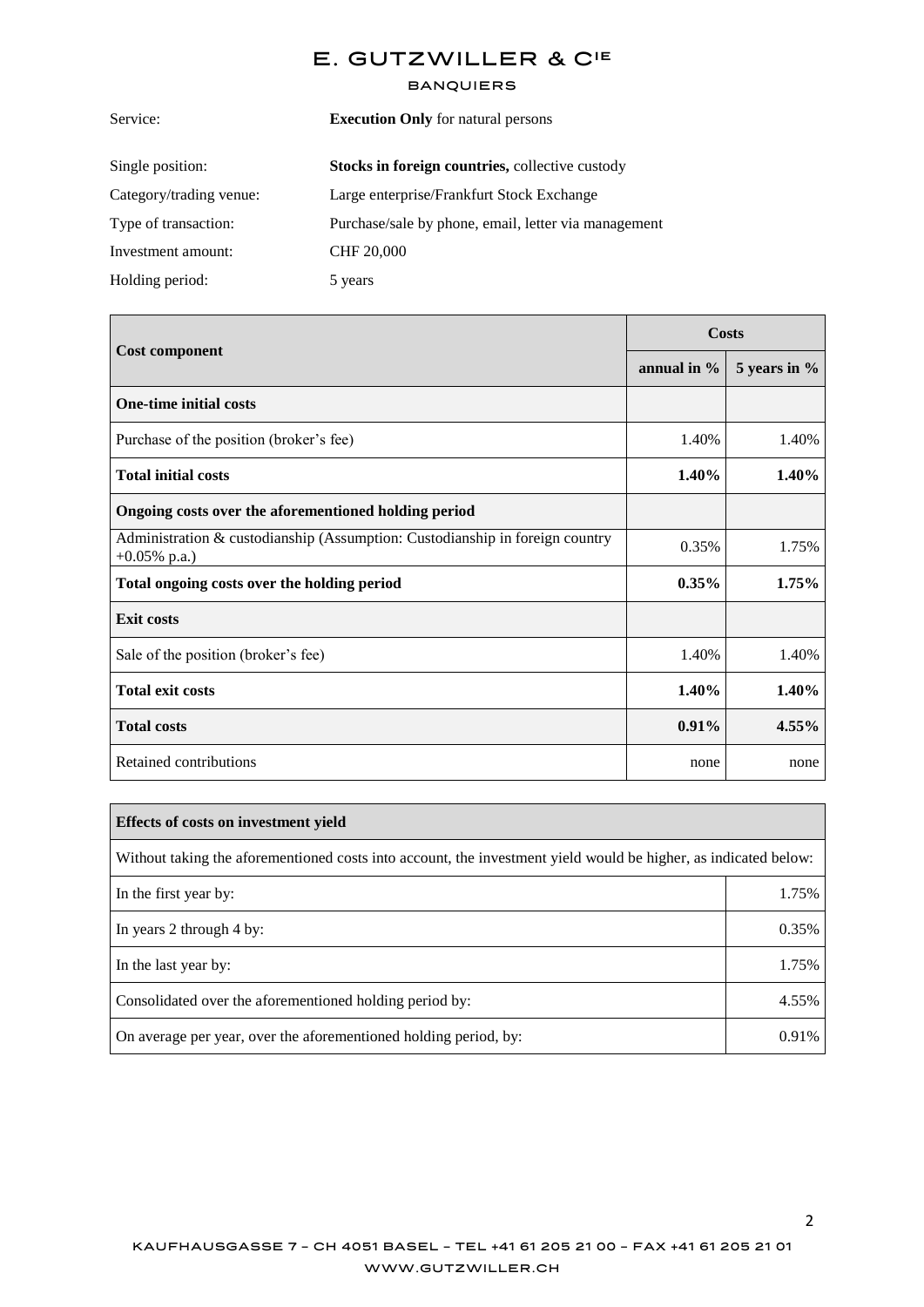# E. GUTZWILLER & CIE

BANQUIERS

| | |
|---|---|
| Service: | **Execution Only** for natural persons |
| Single position: | **Stocks in foreign countries,** collective custody |
| Category/trading venue: | Large enterprise/Frankfurt Stock Exchange |
| Type of transaction: | Purchase/sale by phone, email, letter via management |
| Investment amount: | CHF 20,000 |
| Holding period: | 5 years |

| Cost component | Costs | |
|---|---|---|
| | annual in % | 5 years in % |
| **One-time initial costs** | | |
| Purchase of the position (broker's fee) | 1.40% | 1.40% |
| **Total initial costs** | **1.40%** | **1.40%** |
| **Ongoing costs over the aforementioned holding period** | | |
| Administration & custodianship (Assumption: Custodianship in foreign country +0.05% p.a.) | 0.35% | 1.75% |
| **Total ongoing costs over the holding period** | **0.35%** | **1.75%** |
| **Exit costs** | | |
| Sale of the position (broker's fee) | 1.40% | 1.40% |
| **Total exit costs** | **1.40%** | **1.40%** |
| **Total costs** | **0.91%** | **4.55%** |
| Retained contributions | none | none |

| Effects of costs on investment yield | |
|---|---|
| Without taking the aforementioned costs into account, the investment yield would be higher, as indicated below: | |
| In the first year by: | 1.75% |
| In years 2 through 4 by: | 0.35% |
| In the last year by: | 1.75% |
| Consolidated over the aforementioned holding period by: | 4.55% |
| On average per year, over the aforementioned holding period, by: | 0.91% |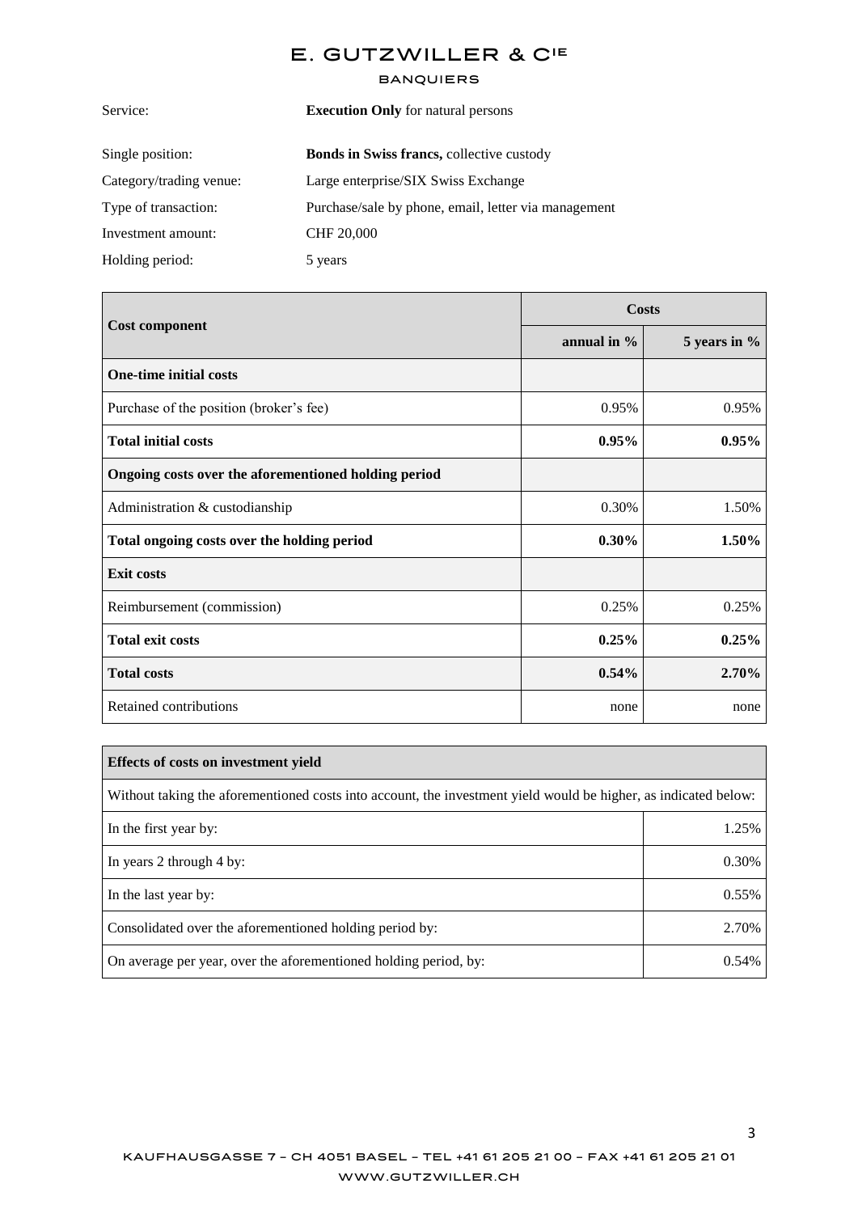# E. GUTZWILLER & CIE

BANQUIERS

| | |
|---|---|
| Service: | **Execution Only** for natural persons |
| Single position: | **Bonds in Swiss francs,** collective custody |
| Category/trading venue: | Large enterprise/SIX Swiss Exchange |
| Type of transaction: | Purchase/sale by phone, email, letter via management |
| Investment amount: | CHF 20,000 |
| Holding period: | 5 years |

| Cost component | Costs | |
|---|---|---|
| | **annual in %** | **5 years in %** |
| **One-time initial costs** | | |
| Purchase of the position (broker's fee) | 0.95% | 0.95% |
| **Total initial costs** | **0.95%** | **0.95%** |
| **Ongoing costs over the aforementioned holding period** | | |
| Administration & custodianship | 0.30% | 1.50% |
| **Total ongoing costs over the holding period** | **0.30%** | **1.50%** |
| **Exit costs** | | |
| Reimbursement (commission) | 0.25% | 0.25% |
| **Total exit costs** | **0.25%** | **0.25%** |
| **Total costs** | **0.54%** | **2.70%** |
| Retained contributions | none | none |

| Effects of costs on investment yield | |
|---|---|
| Without taking the aforementioned costs into account, the investment yield would be higher, as indicated below: | |
| In the first year by: | 1.25% |
| In years 2 through 4 by: | 0.30% |
| In the last year by: | 0.55% |
| Consolidated over the aforementioned holding period by: | 2.70% |
| On average per year, over the aforementioned holding period, by: | 0.54% |

KAUFHAUSGASSE 7 – CH 4051 BASEL – TEL +41 61 205 21 00 – FAX +41 61 205 21 01
WWW.GUTZWILLER.CH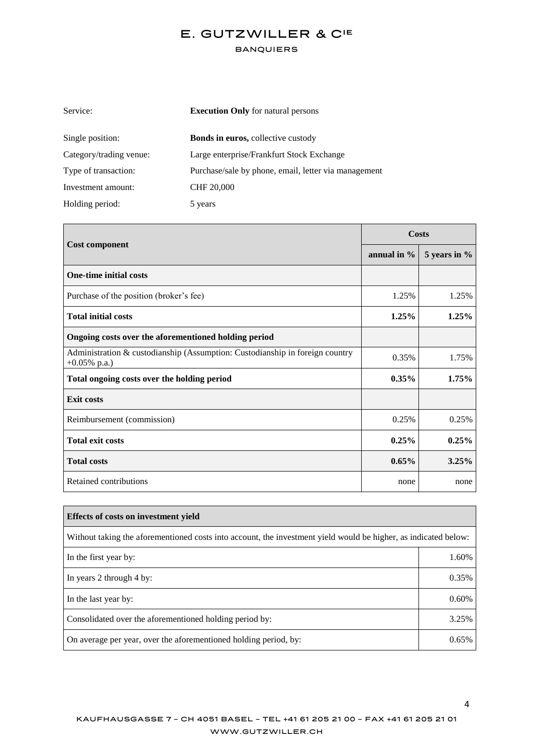Service: **Execution Only** for natural persons

Single position: **Bonds in euros,** collective custody

Category/trading venue: Large enterprise/Frankfurt Stock Exchange

Type of transaction: Purchase/sale by phone, email, letter via management

Investment amount: CHF 20,000

Holding period: 5 years

| Cost component | Costs | |
|---|---|---|
| | annual in % | 5 years in % |
| **One-time initial costs** | | |
| Purchase of the position (broker's fee) | 1.25% | 1.25% |
| **Total initial costs** | **1.25%** | **1.25%** |
| **Ongoing costs over the aforementioned holding period** | | |
| Administration & custodianship (Assumption: Custodianship in foreign country +0.05% p.a.) | 0.35% | 1.75% |
| **Total ongoing costs over the holding period** | **0.35%** | **1.75%** |
| **Exit costs** | | |
| Reimbursement (commission) | 0.25% | 0.25% |
| **Total exit costs** | **0.25%** | **0.25%** |
| **Total costs** | **0.65%** | **3.25%** |
| Retained contributions | none | none |

| **Effects of costs on investment yield** | |
|---|---|
| Without taking the aforementioned costs into account, the investment yield would be higher, as indicated below: | |
| In the first year by: | 1.60% |
| In years 2 through 4 by: | 0.35% |
| In the last year by: | 0.60% |
| Consolidated over the aforementioned holding period by: | 3.25% |
| On average per year, over the aforementioned holding period, by: | 0.65% |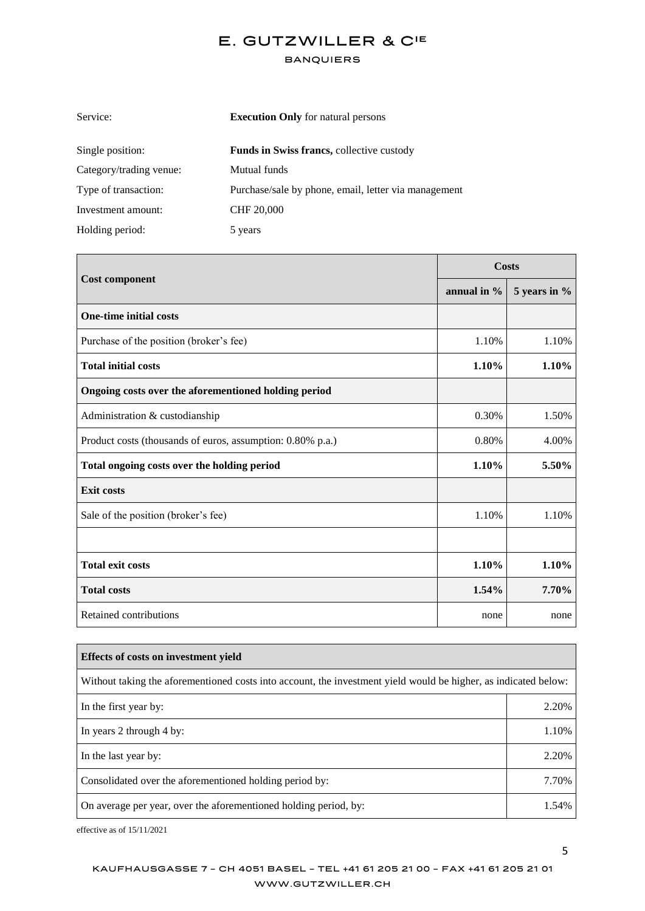# E. GUTZWILLER & CIE

BANQUIERS

| | |
|---|---|
| Service: | **Execution Only** for natural persons |
| Single position: | **Funds in Swiss francs,** collective custody |
| Category/trading venue: | Mutual funds |
| Type of transaction: | Purchase/sale by phone, email, letter via management |
| Investment amount: | CHF 20,000 |
| Holding period: | 5 years |

| Cost component | Costs | |
|---|---|---|
| | annual in % | 5 years in % |
| **One-time initial costs** | | |
| Purchase of the position (broker's fee) | 1.10% | 1.10% |
| **Total initial costs** | **1.10%** | **1.10%** |
| **Ongoing costs over the aforementioned holding period** | | |
| Administration & custodianship | 0.30% | 1.50% |
| Product costs (thousands of euros, assumption: 0.80% p.a.) | 0.80% | 4.00% |
| **Total ongoing costs over the holding period** | **1.10%** | **5.50%** |
| **Exit costs** | | |
| Sale of the position (broker's fee) | 1.10% | 1.10% |
| | | |
| **Total exit costs** | **1.10%** | **1.10%** |
| **Total costs** | **1.54%** | **7.70%** |
| Retained contributions | none | none |

| **Effects of costs on investment yield** | |
|---|---|
| Without taking the aforementioned costs into account, the investment yield would be higher, as indicated below: | |
| In the first year by: | 2.20% |
| In years 2 through 4 by: | 1.10% |
| In the last year by: | 2.20% |
| Consolidated over the aforementioned holding period by: | 7.70% |
| On average per year, over the aforementioned holding period, by: | 1.54% |

effective as of 15/11/2021

KAUFHAUSGASSE 7 – CH 4051 BASEL – TEL +41 61 205 21 00 – FAX +41 61 205 21 01
WWW.GUTZWILLER.CH